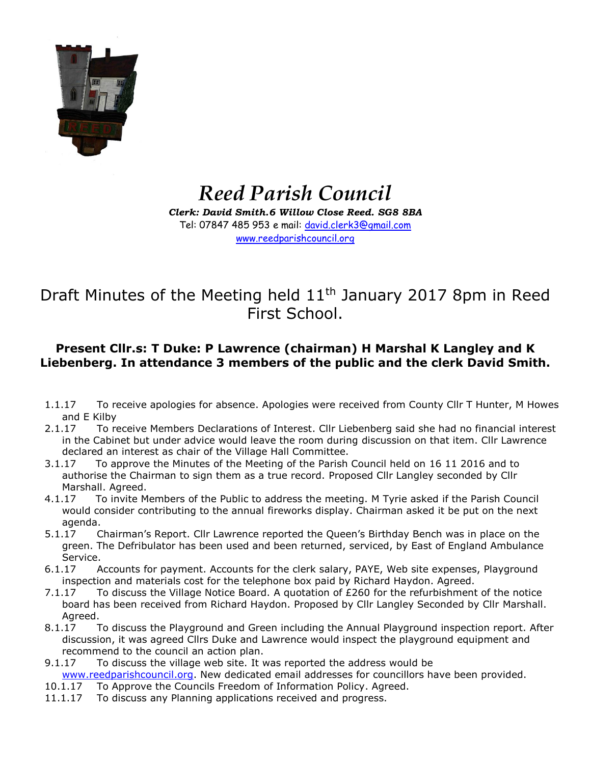# *Reed Parish Council*

***Clerk: David Smith.6 Willow Close Reed. SG8 8BA***

Tel: 07847 485 953 e mail: david.clerk3@gmail.com

www.reedparishcouncil.org

## Draft Minutes of the Meeting held 11th January 2017 8pm in Reed First School.

**Present Cllr.s: T Duke: P Lawrence (chairman) H Marshal K Langley and K Liebenberg. In attendance 3 members of the public and the clerk David Smith.**

1.1.17 To receive apologies for absence. Apologies were received from County Cllr T Hunter, M Howes and E Kilby

2.1.17 To receive Members Declarations of Interest. Cllr Liebenberg said she had no financial interest in the Cabinet but under advice would leave the room during discussion on that item. Cllr Lawrence declared an interest as chair of the Village Hall Committee.

3.1.17 To approve the Minutes of the Meeting of the Parish Council held on 16 11 2016 and to authorise the Chairman to sign them as a true record. Proposed Cllr Langley seconded by Cllr Marshall. Agreed.

4.1.17 To invite Members of the Public to address the meeting. M Tyrie asked if the Parish Council would consider contributing to the annual fireworks display. Chairman asked it be put on the next agenda.

5.1.17 Chairman's Report. Cllr Lawrence reported the Queen's Birthday Bench was in place on the green. The Defribulator has been used and been returned, serviced, by East of England Ambulance Service.

6.1.17 Accounts for payment. Accounts for the clerk salary, PAYE, Web site expenses, Playground inspection and materials cost for the telephone box paid by Richard Haydon. Agreed.

7.1.17 To discuss the Village Notice Board. A quotation of £260 for the refurbishment of the notice board has been received from Richard Haydon. Proposed by Cllr Langley Seconded by Cllr Marshall. Agreed.

8.1.17 To discuss the Playground and Green including the Annual Playground inspection report. After discussion, it was agreed Cllrs Duke and Lawrence would inspect the playground equipment and recommend to the council an action plan.

9.1.17 To discuss the village web site. It was reported the address would be www.reedparishcouncil.org. New dedicated email addresses for councillors have been provided.

10.1.17 To Approve the Councils Freedom of Information Policy. Agreed.

11.1.17 To discuss any Planning applications received and progress.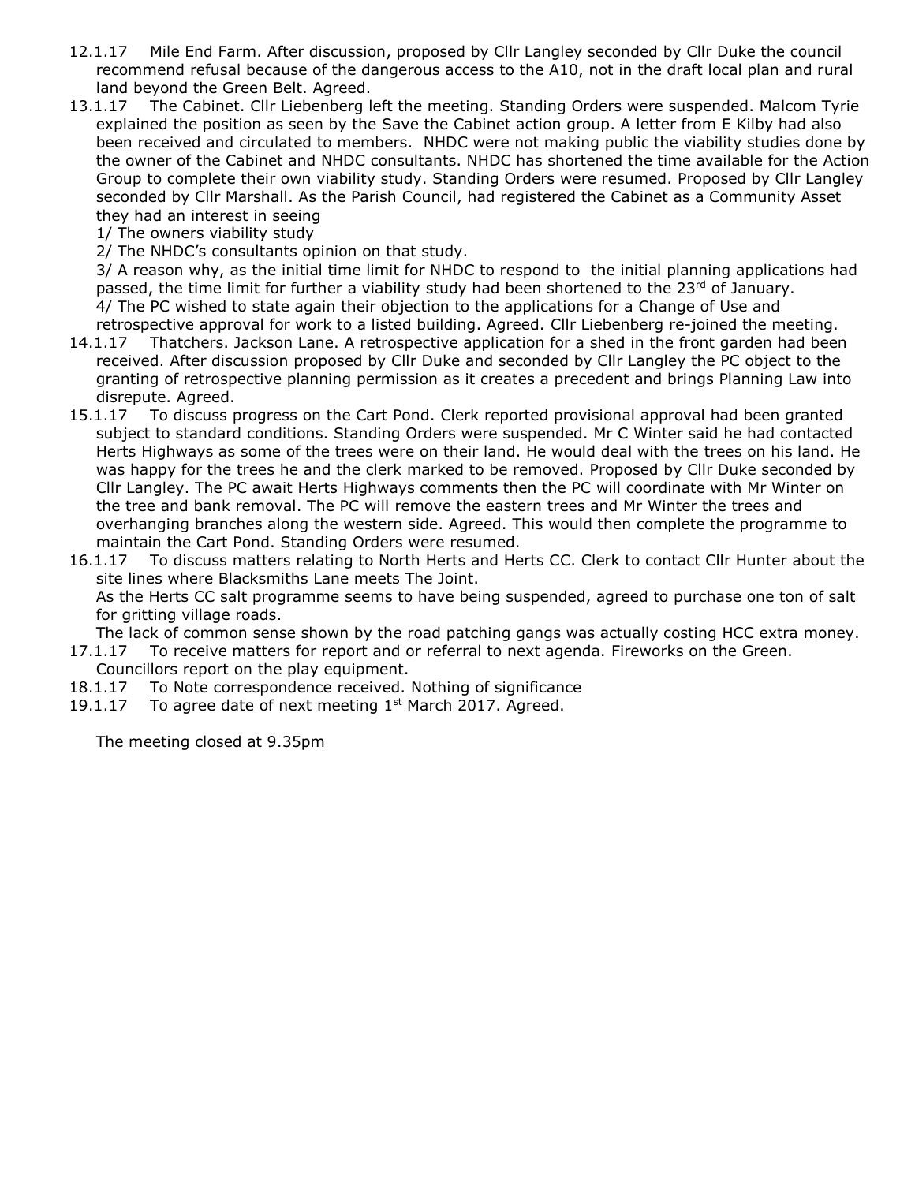12.1.17 Mile End Farm. After discussion, proposed by Cllr Langley seconded by Cllr Duke the council recommend refusal because of the dangerous access to the A10, not in the draft local plan and rural land beyond the Green Belt. Agreed.

13.1.17 The Cabinet. Cllr Liebenberg left the meeting. Standing Orders were suspended. Malcom Tyrie explained the position as seen by the Save the Cabinet action group. A letter from E Kilby had also been received and circulated to members. NHDC were not making public the viability studies done by the owner of the Cabinet and NHDC consultants. NHDC has shortened the time available for the Action Group to complete their own viability study. Standing Orders were resumed. Proposed by Cllr Langley seconded by Cllr Marshall. As the Parish Council, had registered the Cabinet as a Community Asset they had an interest in seeing

1/ The owners viability study

2/ The NHDC's consultants opinion on that study.

3/ A reason why, as the initial time limit for NHDC to respond to the initial planning applications had passed, the time limit for further a viability study had been shortened to the 23rd of January.

4/ The PC wished to state again their objection to the applications for a Change of Use and retrospective approval for work to a listed building. Agreed. Cllr Liebenberg re-joined the meeting.

14.1.17 Thatchers. Jackson Lane. A retrospective application for a shed in the front garden had been received. After discussion proposed by Cllr Duke and seconded by Cllr Langley the PC object to the granting of retrospective planning permission as it creates a precedent and brings Planning Law into disrepute. Agreed.

15.1.17 To discuss progress on the Cart Pond. Clerk reported provisional approval had been granted subject to standard conditions. Standing Orders were suspended. Mr C Winter said he had contacted Herts Highways as some of the trees were on their land. He would deal with the trees on his land. He was happy for the trees he and the clerk marked to be removed. Proposed by Cllr Duke seconded by Cllr Langley. The PC await Herts Highways comments then the PC will coordinate with Mr Winter on the tree and bank removal. The PC will remove the eastern trees and Mr Winter the trees and overhanging branches along the western side. Agreed. This would then complete the programme to maintain the Cart Pond. Standing Orders were resumed.

16.1.17 To discuss matters relating to North Herts and Herts CC. Clerk to contact Cllr Hunter about the site lines where Blacksmiths Lane meets The Joint.

As the Herts CC salt programme seems to have being suspended, agreed to purchase one ton of salt for gritting village roads.

The lack of common sense shown by the road patching gangs was actually costing HCC extra money.

17.1.17 To receive matters for report and or referral to next agenda. Fireworks on the Green. Councillors report on the play equipment.

18.1.17 To Note correspondence received. Nothing of significance

19.1.17 To agree date of next meeting 1st March 2017. Agreed.

The meeting closed at 9.35pm